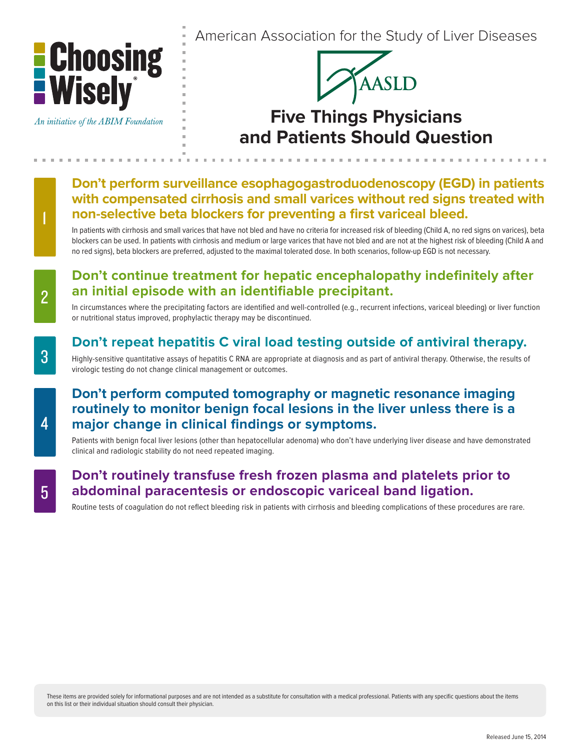Choosing Wisely®

*An initiative of the ABIM Foundation*

American Association for the Study of Liver Diseases

AASLD

# Five Things Physicians and Patients Should Question

## 1 Don't perform surveillance esophagogastroduodenoscopy (EGD) in patients with compensated cirrhosis and small varices without red signs treated with non-selective beta blockers for preventing a first variceal bleed.

In patients with cirrhosis and small varices that have not bled and have no criteria for increased risk of bleeding (Child A, no red signs on varices), beta blockers can be used. In patients with cirrhosis and medium or large varices that have not bled and are not at the highest risk of bleeding (Child A and no red signs), beta blockers are preferred, adjusted to the maximal tolerated dose. In both scenarios, follow-up EGD is not necessary.

## 2 Don't continue treatment for hepatic encephalopathy indefinitely after an initial episode with an identifiable precipitant.

In circumstances where the precipitating factors are identified and well-controlled (e.g., recurrent infections, variceal bleeding) or liver function or nutritional status improved, prophylactic therapy may be discontinued.

## 3 Don't repeat hepatitis C viral load testing outside of antiviral therapy.

Highly-sensitive quantitative assays of hepatitis C RNA are appropriate at diagnosis and as part of antiviral therapy. Otherwise, the results of virologic testing do not change clinical management or outcomes.

## 4 Don't perform computed tomography or magnetic resonance imaging routinely to monitor benign focal lesions in the liver unless there is a major change in clinical findings or symptoms.

Patients with benign focal liver lesions (other than hepatocellular adenoma) who don't have underlying liver disease and have demonstrated clinical and radiologic stability do not need repeated imaging.

## 5 Don't routinely transfuse fresh frozen plasma and platelets prior to abdominal paracentesis or endoscopic variceal band ligation.

Routine tests of coagulation do not reflect bleeding risk in patients with cirrhosis and bleeding complications of these procedures are rare.

These items are provided solely for informational purposes and are not intended as a substitute for consultation with a medical professional. Patients with any specific questions about the items on this list or their individual situation should consult their physician.

Released June 15, 2014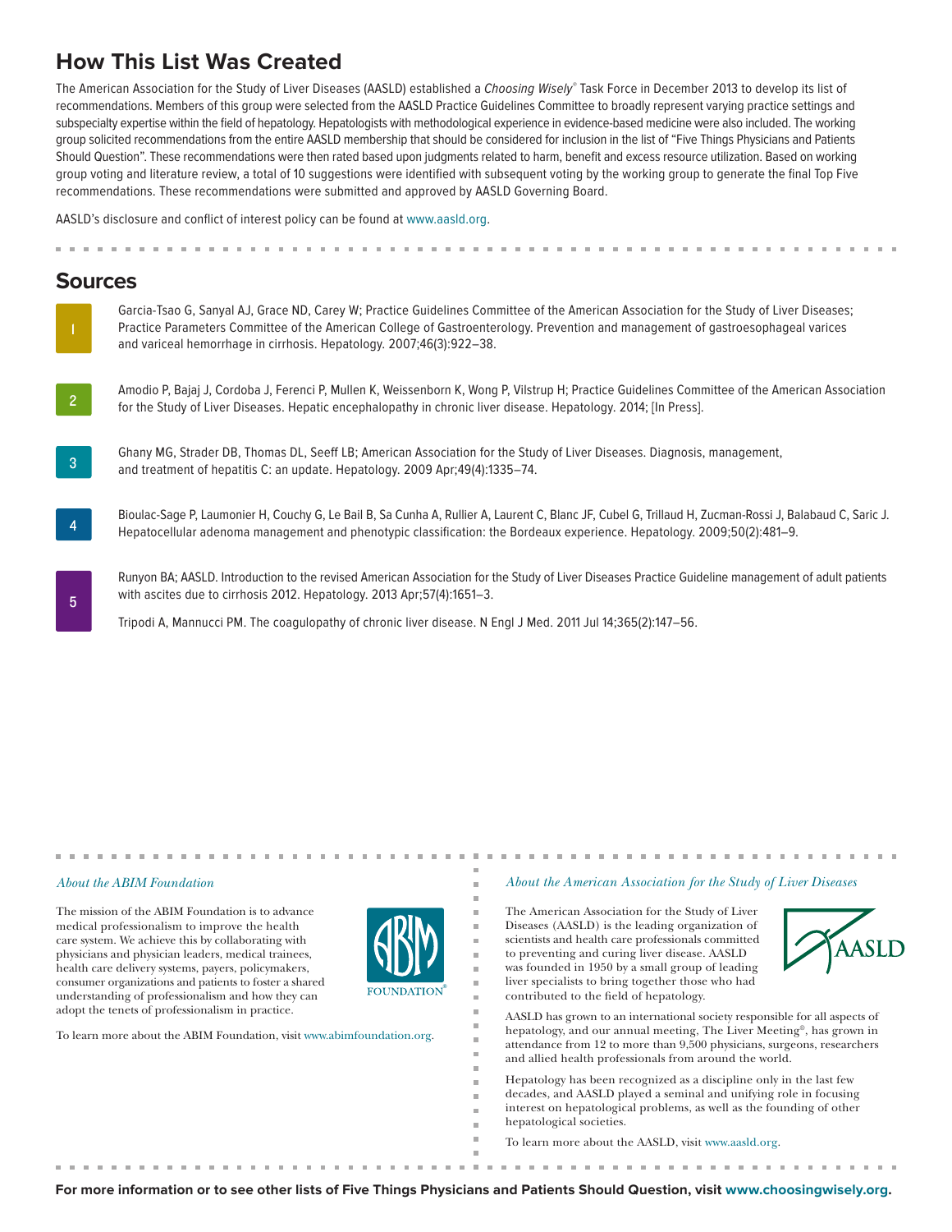## How This List Was Created

The American Association for the Study of Liver Diseases (AASLD) established a *Choosing Wisely*® Task Force in December 2013 to develop its list of recommendations. Members of this group were selected from the AASLD Practice Guidelines Committee to broadly represent varying practice settings and subspecialty expertise within the field of hepatology. Hepatologists with methodological experience in evidence-based medicine were also included. The working group solicited recommendations from the entire AASLD membership that should be considered for inclusion in the list of "Five Things Physicians and Patients Should Question". These recommendations were then rated based upon judgments related to harm, benefit and excess resource utilization. Based on working group voting and literature review, a total of 10 suggestions were identified with subsequent voting by the working group to generate the final Top Five recommendations. These recommendations were submitted and approved by AASLD Governing Board.

AASLD's disclosure and conflict of interest policy can be found at www.aasld.org.

## Sources

1. Garcia-Tsao G, Sanyal AJ, Grace ND, Carey W; Practice Guidelines Committee of the American Association for the Study of Liver Diseases; Practice Parameters Committee of the American College of Gastroenterology. Prevention and management of gastroesophageal varices and variceal hemorrhage in cirrhosis. Hepatology. 2007;46(3):922–38.

2. Amodio P, Bajaj J, Cordoba J, Ferenci P, Mullen K, Weissenborn K, Wong P, Vilstrup H; Practice Guidelines Committee of the American Association for the Study of Liver Diseases. Hepatic encephalopathy in chronic liver disease. Hepatology. 2014; [In Press].

3. Ghany MG, Strader DB, Thomas DL, Seeff LB; American Association for the Study of Liver Diseases. Diagnosis, management, and treatment of hepatitis C: an update. Hepatology. 2009 Apr;49(4):1335–74.

4. Bioulac-Sage P, Laumonier H, Couchy G, Le Bail B, Sa Cunha A, Rullier A, Laurent C, Blanc JF, Cubel G, Trillaud H, Zucman-Rossi J, Balabaud C, Saric J. Hepatocellular adenoma management and phenotypic classification: the Bordeaux experience. Hepatology. 2009;50(2):481–9.

5. Runyon BA; AASLD. Introduction to the revised American Association for the Study of Liver Diseases Practice Guideline management of adult patients with ascites due to cirrhosis 2012. Hepatology. 2013 Apr;57(4):1651–3.

   Tripodi A, Mannucci PM. The coagulopathy of chronic liver disease. N Engl J Med. 2011 Jul 14;365(2):147–56.

### *About the ABIM Foundation*

The mission of the ABIM Foundation is to advance medical professionalism to improve the health care system. We achieve this by collaborating with physicians and physician leaders, medical trainees, health care delivery systems, payers, policymakers, consumer organizations and patients to foster a shared understanding of professionalism and how they can adopt the tenets of professionalism in practice.

To learn more about the ABIM Foundation, visit www.abimfoundation.org.

### *About the American Association for the Study of Liver Diseases*

The American Association for the Study of Liver Diseases (AASLD) is the leading organization of scientists and health care professionals committed to preventing and curing liver disease. AASLD was founded in 1950 by a small group of leading liver specialists to bring together those who had contributed to the field of hepatology.

AASLD has grown to an international society responsible for all aspects of hepatology, and our annual meeting, The Liver Meeting®, has grown in attendance from 12 to more than 9,500 physicians, surgeons, researchers and allied health professionals from around the world.

Hepatology has been recognized as a discipline only in the last few decades, and AASLD played a seminal and unifying role in focusing interest on hepatological problems, as well as the founding of other hepatological societies.

To learn more about the AASLD, visit www.aasld.org.

**For more information or to see other lists of Five Things Physicians and Patients Should Question, visit www.choosingwisely.org.**